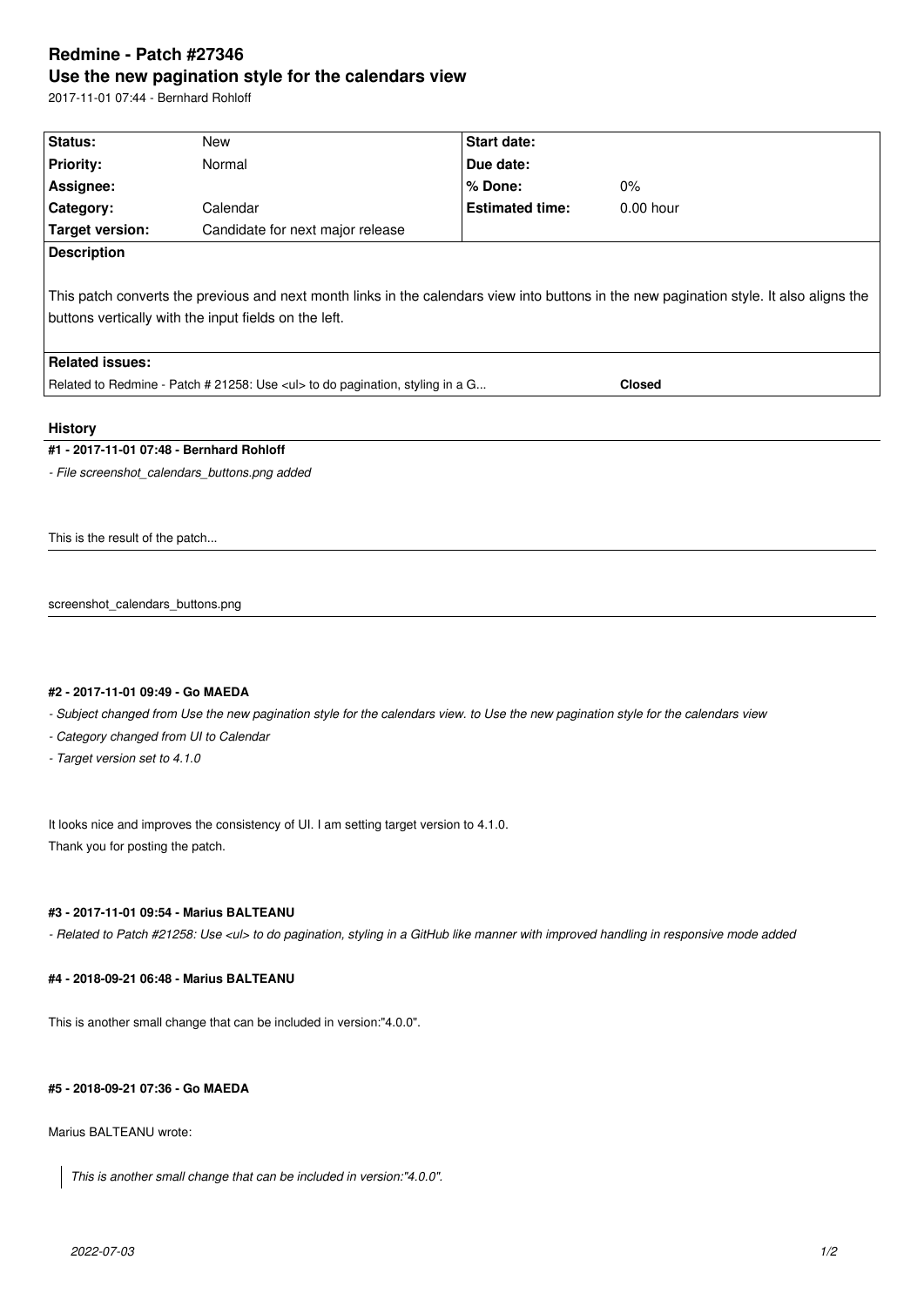# Redmine - Patch #27346

## Use the new pagination style for the calendars view

2017-11-01 07:44 - Bernhard Rohloff

| Status: | New | Start date: | |
|---|---|---|---|
| Priority: | Normal | Due date: | |
| Assignee: | | % Done: | 0% |
| Category: | Calendar | Estimated time: | 0.00 hour |
| Target version: | Candidate for next major release | | |

**Description**

This patch converts the previous and next month links in the calendars view into buttons in the new pagination style. It also aligns the buttons vertically with the input fields on the left.

**Related issues:**

| | |
|---|---|
| Related to Redmine - Patch # 21258: Use <ul> to do pagination, styling in a G... | **Closed** |

### History

#### #1 - 2017-11-01 07:48 - Bernhard Rohloff

*- File screenshot_calendars_buttons.png added*

This is the result of the patch...

screenshot_calendars_buttons.png

#### #2 - 2017-11-01 09:49 - Go MAEDA

*- Subject changed from Use the new pagination style for the calendars view. to Use the new pagination style for the calendars view*

*- Category changed from UI to Calendar*

*- Target version set to 4.1.0*

It looks nice and improves the consistency of UI. I am setting target version to 4.1.0.
Thank you for posting the patch.

#### #3 - 2017-11-01 09:54 - Marius BALTEANU

*- Related to Patch #21258: Use <ul> to do pagination, styling in a GitHub like manner with improved handling in responsive mode added*

#### #4 - 2018-09-21 06:48 - Marius BALTEANU

This is another small change that can be included in version:"4.0.0".

#### #5 - 2018-09-21 07:36 - Go MAEDA

Marius BALTEANU wrote:

> *This is another small change that can be included in version:"4.0.0".*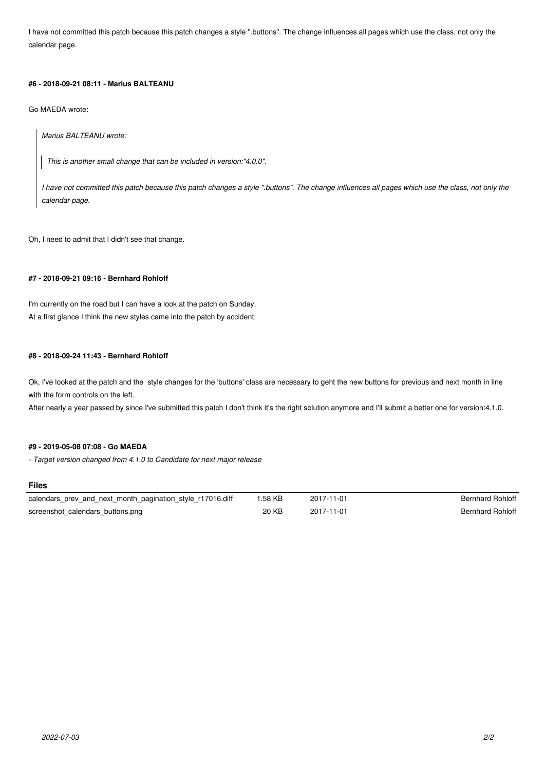I have not committed this patch because this patch changes a style ".buttons". The change influences all pages which use the class, not only the calendar page.

#### #6 - 2018-09-21 08:11 - Marius BALTEANU

Go MAEDA wrote:

> *Marius BALTEANU wrote:*
>
> > *This is another small change that can be included in version:"4.0.0".*
>
> *I have not committed this patch because this patch changes a style ".buttons". The change influences all pages which use the class, not only the calendar page.*

Oh, I need to admit that I didn't see that change.

#### #7 - 2018-09-21 09:16 - Bernhard Rohloff

I'm currently on the road but I can have a look at the patch on Sunday.
At a first glance I think the new styles came into the patch by accident.

#### #8 - 2018-09-24 11:43 - Bernhard Rohloff

Ok, I've looked at the patch and the style changes for the 'buttons' class are necessary to geht the new buttons for previous and next month in line with the form controls on the left.
After nearly a year passed by since I've submitted this patch I don't think it's the right solution anymore and I'll submit a better one for version:4.1.0.

#### #9 - 2019-05-08 07:08 - Go MAEDA

*- Target version changed from 4.1.0 to Candidate for next major release*

### Files

| | | | |
|---|---|---|---|
| calendars_prev_and_next_month_pagination_style_r17016.diff | 1.58 KB | 2017-11-01 | Bernhard Rohloff |
| screenshot_calendars_buttons.png | 20 KB | 2017-11-01 | Bernhard Rohloff |